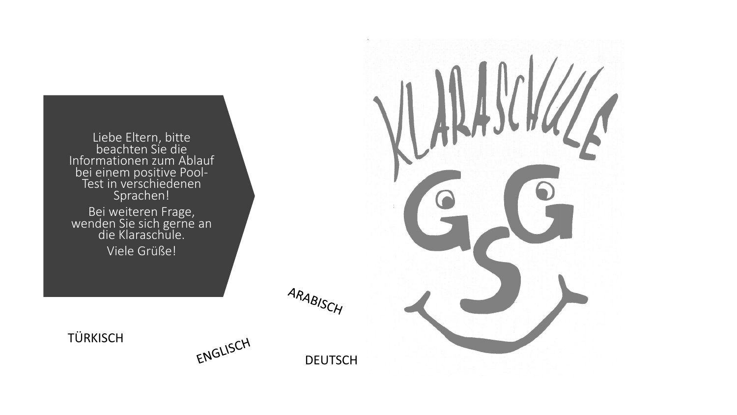Liebe Eltern, bitte beachten Sie die Informationen zum Ablauf bei einem positive Pool-Test in verschiedenen Sprachen!

Bei weiteren Frage, wenden Sie sich gerne an die Klaraschule.

Viele Grüße!

ARABISCH

TÜRKISCH

ENGLISCH

DEUTSCH

KLARASCHULE

GGS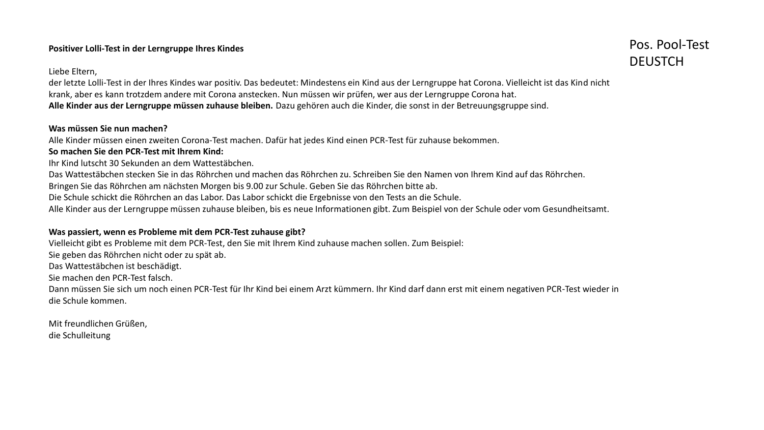Pos. Pool-Test
DEUSTCH

**Positiver Lolli-Test in der Lerngruppe Ihres Kindes**

Liebe Eltern,
der letzte Lolli-Test in der Ihres Kindes war positiv. Das bedeutet: Mindestens ein Kind aus der Lerngruppe hat Corona. Vielleicht ist das Kind nicht krank, aber es kann trotzdem andere mit Corona anstecken. Nun müssen wir prüfen, wer aus der Lerngruppe Corona hat.
**Alle Kinder aus der Lerngruppe müssen zuhause bleiben.** Dazu gehören auch die Kinder, die sonst in der Betreuungsgruppe sind.

**Was müssen Sie nun machen?**
Alle Kinder müssen einen zweiten Corona-Test machen. Dafür hat jedes Kind einen PCR-Test für zuhause bekommen.
**So machen Sie den PCR-Test mit Ihrem Kind:**
Ihr Kind lutscht 30 Sekunden an dem Wattestäbchen.
Das Wattestäbchen stecken Sie in das Röhrchen und machen das Röhrchen zu. Schreiben Sie den Namen von Ihrem Kind auf das Röhrchen.
Bringen Sie das Röhrchen am nächsten Morgen bis 9.00 zur Schule. Geben Sie das Röhrchen bitte ab.
Die Schule schickt die Röhrchen an das Labor. Das Labor schickt die Ergebnisse von den Tests an die Schule.
Alle Kinder aus der Lerngruppe müssen zuhause bleiben, bis es neue Informationen gibt. Zum Beispiel von der Schule oder vom Gesundheitsamt.

**Was passiert, wenn es Probleme mit dem PCR-Test zuhause gibt?**
Vielleicht gibt es Probleme mit dem PCR-Test, den Sie mit Ihrem Kind zuhause machen sollen. Zum Beispiel:
Sie geben das Röhrchen nicht oder zu spät ab.
Das Wattestäbchen ist beschädigt.
Sie machen den PCR-Test falsch.
Dann müssen Sie sich um noch einen PCR-Test für Ihr Kind bei einem Arzt kümmern. Ihr Kind darf dann erst mit einem negativen PCR-Test wieder in die Schule kommen.

Mit freundlichen Grüßen,
die Schulleitung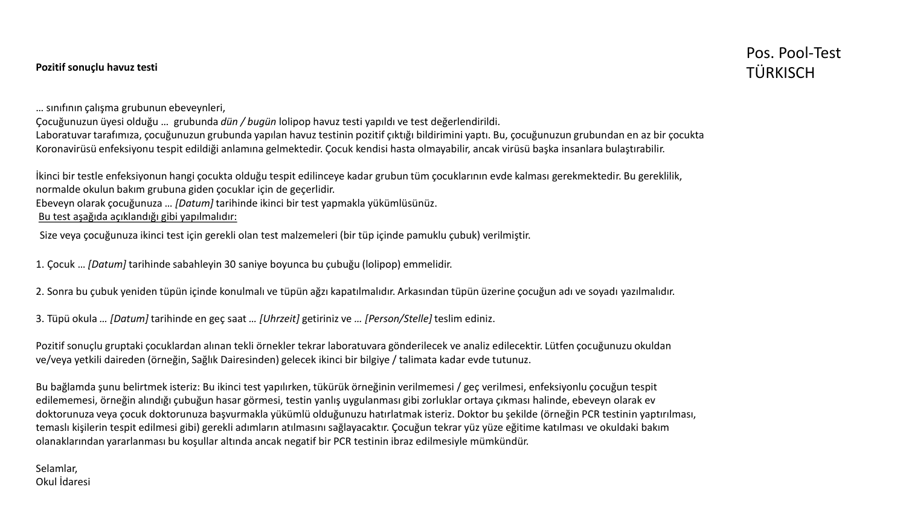Pos. Pool-Test
TÜRKISCH

**Pozitif sonuçlu havuz testi**

… sınıfının çalışma grubunun ebeveynleri,
Çocuğunuzun üyesi olduğu … grubunda *dün / bugün* lolipop havuz testi yapıldı ve test değerlendirildi.
Laboratuvar tarafımıza, çocuğunuzun grubunda yapılan havuz testinin pozitif çıktığı bildirimini yaptı. Bu, çocuğunuzun grubundan en az bir çocukta Koronavirüsü enfeksiyonu tespit edildiği anlamına gelmektedir. Çocuk kendisi hasta olmayabilir, ancak virüsü başka insanlara bulaştırabilir.

İkinci bir testle enfeksiyonun hangi çocukta olduğu tespit edilinceye kadar grubun tüm çocuklarının evde kalması gerekmektedir. Bu gereklilik, normalde okulun bakım grubuna giden çocuklar için de geçerlidir.
Ebeveyn olarak çocuğunuza … *[Datum]* tarihinde ikinci bir test yapmakla yükümlüsünüz.
<u>Bu test aşağıda açıklandığı gibi yapılmalıdır:</u>

Size veya çocuğunuza ikinci test için gerekli olan test malzemeleri (bir tüp içinde pamuklu çubuk) verilmiştir.

1. Çocuk … *[Datum]* tarihinde sabahleyin 30 saniye boyunca bu çubuğu (lolipop) emmelidir.

2. Sonra bu çubuk yeniden tüpün içinde konulmalı ve tüpün ağzı kapatılmalıdır. Arkasından tüpün üzerine çocuğun adı ve soyadı yazılmalıdır.

3. Tüpü okula … *[Datum]* tarihinde en geç saat … *[Uhrzeit]* getiriniz ve … *[Person/Stelle]* teslim ediniz.

Pozitif sonuçlu gruptaki çocuklardan alınan tekli örnekler tekrar laboratuvara gönderilecek ve analiz edilecektir. Lütfen çocuğunuzu okuldan ve/veya yetkili daireden (örneğin, Sağlık Dairesinden) gelecek ikinci bir bilgiye / talimata kadar evde tutunuz.

Bu bağlamda şunu belirtmek isteriz: Bu ikinci test yapılırken, tükürük örneğinin verilmemesi / geç verilmesi, enfeksiyonlu çocuğun tespit edilememesi, örneğin alındığı çubuğun hasar görmesi, testin yanlış uygulanması gibi zorluklar ortaya çıkması halinde, ebeveyn olarak ev doktorunuza veya çocuk doktorunuza başvurmakla yükümlü olduğunuzu hatırlatmak isteriz. Doktor bu şekilde (örneğin PCR testinin yaptırılması, temaslı kişilerin tespit edilmesi gibi) gerekli adımların atılmasını sağlayacaktır. Çocuğun tekrar yüz yüze eğitime katılması ve okuldaki bakım olanaklarından yararlanması bu koşullar altında ancak negatif bir PCR testinin ibraz edilmesiyle mümkündür.

Selamlar,
Okul İdaresi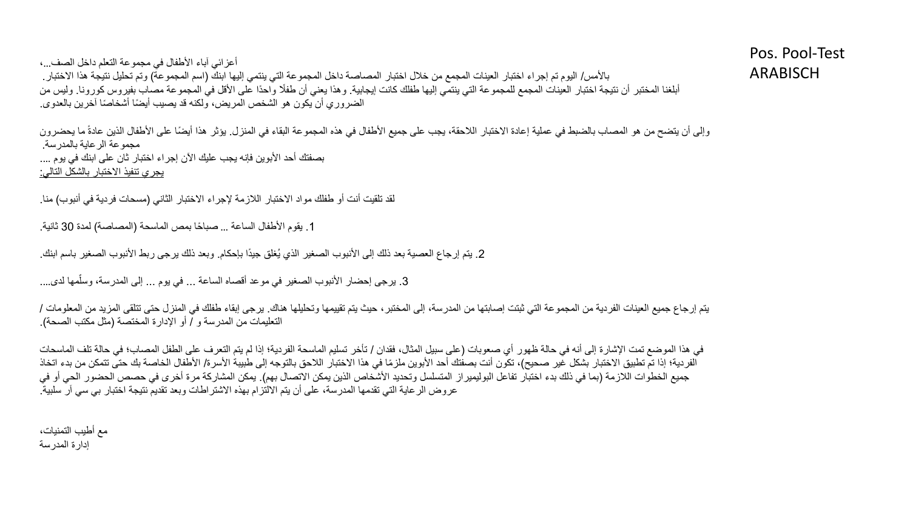Pos. Pool-Test ARABISCH

أعزائي آباء الأطفال في مجموعة التعلم داخل الصف...،

بالأمس/ اليوم تم إجراء اختبار العينات المجمع من خلال اختبار المصاصة داخل المجموعة التي ينتمي إليها ابنك (اسم المجموعة) وتم تحليل نتيجة هذا الاختبار.
أبلغنا المختبر أن نتيجة اختبار العينات المجمع للمجموعة التي ينتمي إليها طفلك كانت إيجابية. وهذا يعني أن طفلًا واحدًا على الأقل في المجموعة مصاب بفيروس كورونا. وليس من الضروري أن يكون هو الشخص المريض، ولكنه قد يصيب أيضًا أشخاصًا آخرين بالعدوى.

وإلى أن يتضح من هو المصاب بالضبط في عملية إعادة الاختبار اللاحقة، يجب على جميع الأطفال في هذه المجموعة البقاء في المنزل. يؤثر هذا أيضًا على الأطفال الذين عادةً ما يحضرون مجموعة الرعاية بالمدرسة.
بصفتك أحد الأبوين فإنه يجب عليك الآن إجراء اختبار ثان على ابنك في يوم ....
<u>يجري تنفيذ الاختبار بالشكل التالي:</u>

لقد تلقيت أنت أو طفلك مواد الاختبار اللازمة لإجراء الاختبار الثاني (مسحات فردية في أنبوب) منا.

1. يقوم الأطفال الساعة ... صباحًا بمص الماسحة (المصاصة) لمدة 30 ثانية.

2. يتم إرجاع العصية بعد ذلك إلى الأنبوب الصغير الذي يُغلق جيدًا بإحكام. وبعد ذلك يرجى ربط الأنبوب الصغير باسم ابنك.

3. يرجى إحضار الأنبوب الصغير في موعد أقصاه الساعة ... في يوم ... إلى المدرسة، وسلّمها لدى....

يتم إرجاع جميع العينات الفردية من المجموعة التي ثبتت إصابتها من المدرسة، إلى المختبر، حيث يتم تقييمها وتحليلها هناك. يرجى إبقاء طفلك في المنزل حتى تتلقى المزيد من المعلومات / التعليمات من المدرسة و / أو الإدارة المختصة (مثل مكتب الصحة).

في هذا الموضع تمت الإشارة إلى أنه في حالة ظهور أي صعوبات (على سبيل المثال، فقدان / تأخر تسليم الماسحة الفردية؛ إذا لم يتم التعرف على الطفل المصاب؛ في حالة تلف الماسحات الفردية؛ إذا تم تطبيق الاختبار بشكل غير صحيح)، تكون أنت بصفتك أحد الأبوين ملزمًا في هذا الاختبار اللاحق بالتوجه إلى طبيبة الأسرة/ الأطفال الخاصة بك حتى تتمكن من بدء اتخاذ جميع الخطوات اللازمة (بما في ذلك بدء اختبار تفاعل البوليميراز المتسلسل وتحديد الأشخاص الذين يمكن الاتصال بهم). يمكن المشاركة مرة أخرى في حصص الحضور الحي أو في عروض الرعاية التي تقدمها المدرسة، على أن يتم الالتزام بهذه الاشتراطات وبعد تقديم نتيجة اختبار بي سي آر سلبية.

مع أطيب التمنيات،
إدارة المدرسة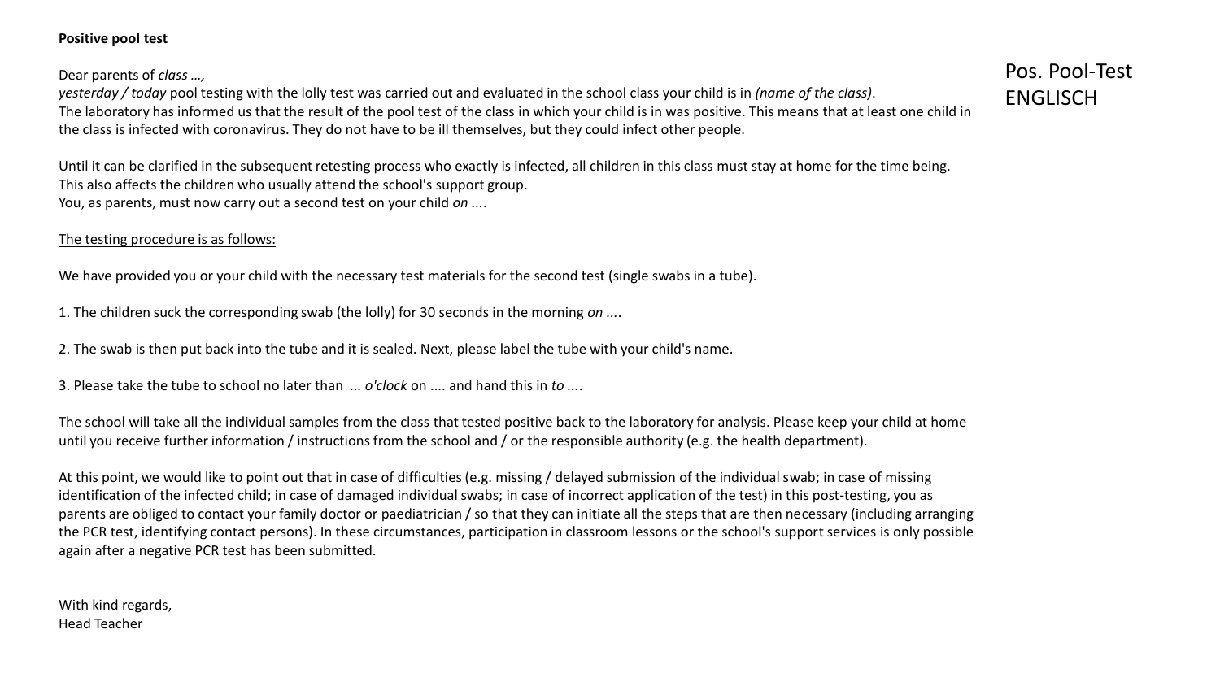**Positive pool test**

Pos. Pool-Test
ENGLISCH

Dear parents of *class …,*
*yesterday / today* pool testing with the lolly test was carried out and evaluated in the school class your child is in *(name of the class)*.
The laboratory has informed us that the result of the pool test of the class in which your child is in was positive. This means that at least one child in the class is infected with coronavirus. They do not have to be ill themselves, but they could infect other people.

Until it can be clarified in the subsequent retesting process who exactly is infected, all children in this class must stay at home for the time being. This also affects the children who usually attend the school's support group.
You, as parents, must now carry out a second test on your child *on* ....

<u>The testing procedure is as follows:</u>

We have provided you or your child with the necessary test materials for the second test (single swabs in a tube).

1. The children suck the corresponding swab (the lolly) for 30 seconds in the morning *on* ....

2. The swab is then put back into the tube and it is sealed. Next, please label the tube with your child's name.

3. Please take the tube to school no later than *... o'clock* on .... and hand this in *to* ....

The school will take all the individual samples from the class that tested positive back to the laboratory for analysis. Please keep your child at home until you receive further information / instructions from the school and / or the responsible authority (e.g. the health department).

At this point, we would like to point out that in case of difficulties (e.g. missing / delayed submission of the individual swab; in case of missing identification of the infected child; in case of damaged individual swabs; in case of incorrect application of the test) in this post-testing, you as parents are obliged to contact your family doctor or paediatrician / so that they can initiate all the steps that are then necessary (including arranging the PCR test, identifying contact persons). In these circumstances, participation in classroom lessons or the school's support services is only possible again after a negative PCR test has been submitted.

With kind regards,
Head Teacher